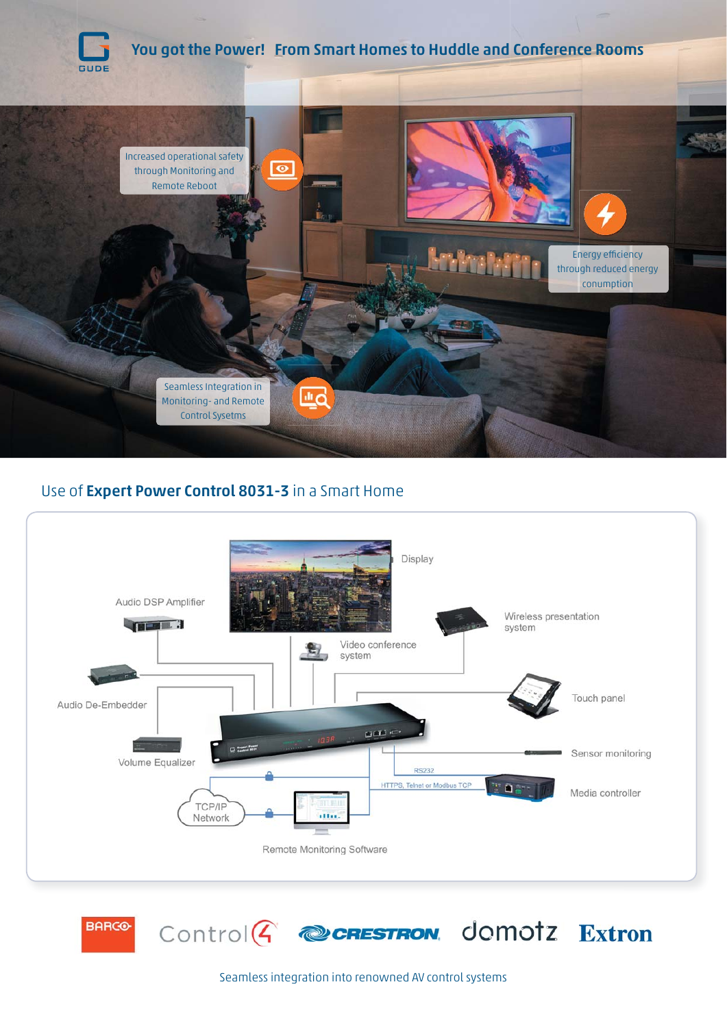GUDE

# You got the Power! From Smart Homes to Huddle and Conference Rooms

Increased operational safety through Monitoring and Remote Reboot

Energy efficiency through reduced energy conumption

Seamless Integration in Monitoring- and Remote Control Sysetms

## Use of **Expert Power Control 8031-3** in a Smart Home

Display

Audio DSP Amplifier

Wireless presentation system

Video conference system

Audio De-Embedder

Touch panel

Volume Equalizer

Sensor monitoring

RS232

HTTPS, Telnet or Modbus TCP

Media controller

TCP/IP Network

Remote Monitoring Software

BARCO Control4 CRESTRON domotz Extron

Seamless integration into renowned AV control systems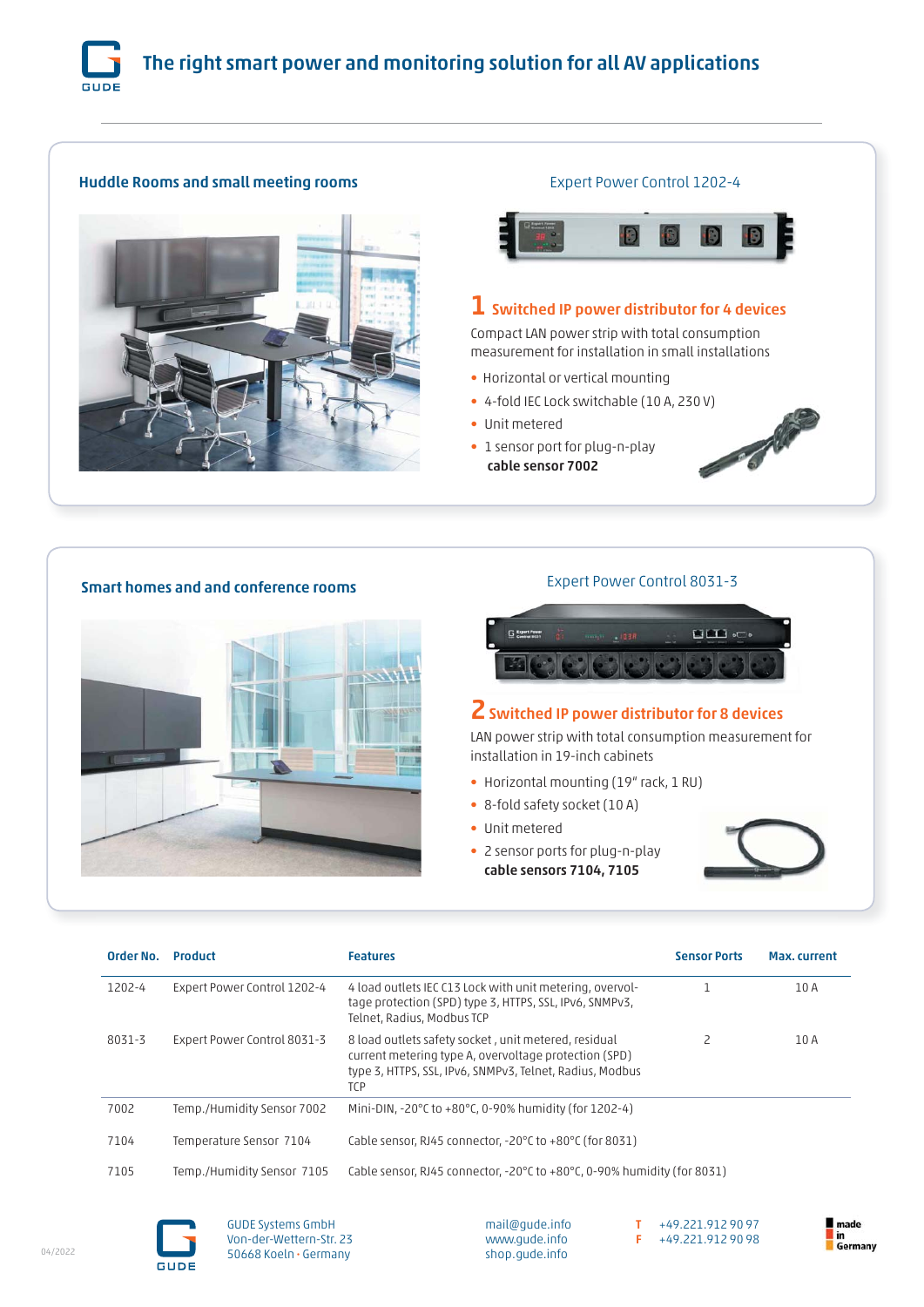GUDE

# The right smart power and monitoring solution for all AV applications

## Huddle Rooms and small meeting rooms

Expert Power Control 1202-4

### 1 Switched IP power distributor for 4 devices

Compact LAN power strip with total consumption measurement for installation in small installations

- Horizontal or vertical mounting
- 4-fold IEC Lock switchable (10 A, 230 V)
- Unit metered
- 1 sensor port for plug-n-play **cable sensor 7002**

## Smart homes and and conference rooms

Expert Power Control 8031-3

### 2 Switched IP power distributor for 8 devices

LAN power strip with total consumption measurement for installation in 19-inch cabinets

- Horizontal mounting (19" rack, 1 RU)
- 8-fold safety socket (10 A)
- Unit metered
- 2 sensor ports for plug-n-play **cable sensors 7104, 7105**

| Order No. | Product | Features | Sensor Ports | Max. current |
|---|---|---|---|---|
| 1202-4 | Expert Power Control 1202-4 | 4 load outlets IEC C13 Lock with unit metering, overvoltage protection (SPD) type 3, HTTPS, SSL, IPv6, SNMPv3, Telnet, Radius, Modbus TCP | 1 | 10 A |
| 8031-3 | Expert Power Control 8031-3 | 8 load outlets safety socket , unit metered, residual current metering type A, overvoltage protection (SPD) type 3, HTTPS, SSL, IPv6, SNMPv3, Telnet, Radius, Modbus TCP | 2 | 10 A |
| 7002 | Temp./Humidity Sensor 7002 | Mini-DIN, -20°C to +80°C, 0-90% humidity (for 1202-4) | | |
| 7104 | Temperature Sensor 7104 | Cable sensor, RJ45 connector, -20°C to +80°C (for 8031) | | |
| 7105 | Temp./Humidity Sensor 7105 | Cable sensor, RJ45 connector, -20°C to +80°C, 0-90% humidity (for 8031) | | |

04/2022

GUDE Systems GmbH
Von-der-Wettern-Str. 23
50668 Koeln · Germany

mail@gude.info
www.gude.info
shop.gude.info

T +49.221.912 90 97
F +49.221.912 90 98

made in Germany